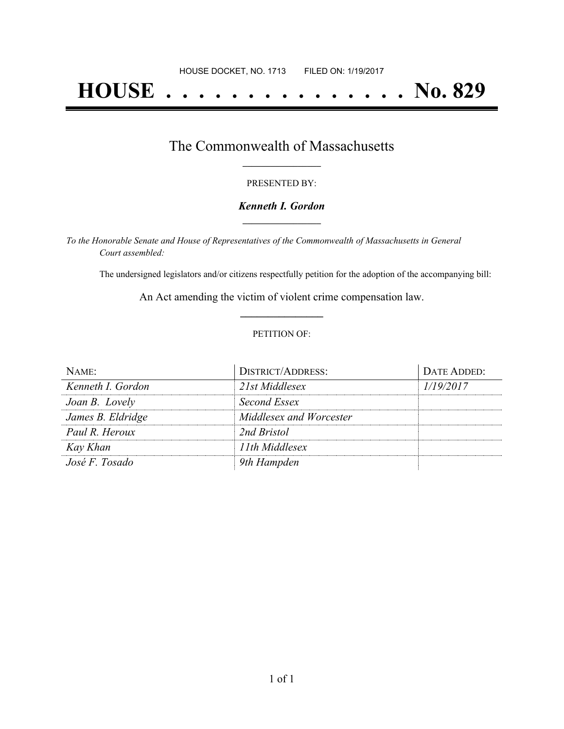HOUSE DOCKET, NO. 1713        FILED ON: 1/19/2017

# HOUSE . . . . . . . . . . . . . . . No. 829

## The Commonwealth of Massachusetts

PRESENTED BY:

***Kenneth I. Gordon***

*To the Honorable Senate and House of Representatives of the Commonwealth of Massachusetts in General Court assembled:*

The undersigned legislators and/or citizens respectfully petition for the adoption of the accompanying bill:

An Act amending the victim of violent crime compensation law.

PETITION OF:

| NAME: | DISTRICT/ADDRESS: | DATE ADDED: |
|---|---|---|
| *Kenneth I. Gordon* | *21st Middlesex* | *1/19/2017* |
| *Joan B. Lovely* | *Second Essex* | |
| *James B. Eldridge* | *Middlesex and Worcester* | |
| *Paul R. Heroux* | *2nd Bristol* | |
| *Kay Khan* | *11th Middlesex* | |
| *José F. Tosado* | *9th Hampden* | |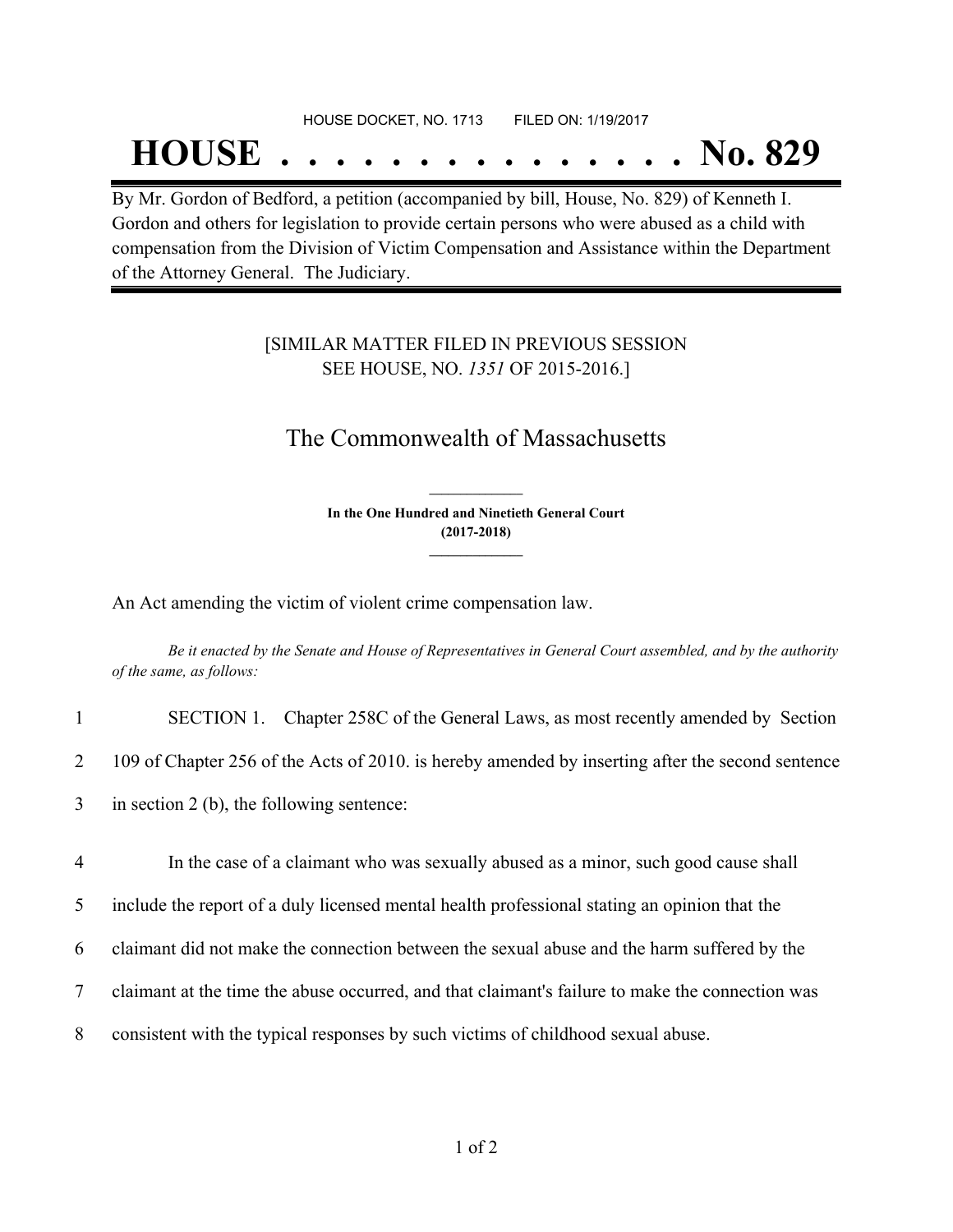HOUSE DOCKET, NO. 1713        FILED ON: 1/19/2017

# HOUSE . . . . . . . . . . . . . . . No. 829

By Mr. Gordon of Bedford, a petition (accompanied by bill, House, No. 829) of Kenneth I. Gordon and others for legislation to provide certain persons who were abused as a child with compensation from the Division of Victim Compensation and Assistance within the Department of the Attorney General. The Judiciary.

[SIMILAR MATTER FILED IN PREVIOUS SESSION SEE HOUSE, NO. *1351* OF 2015-2016.]

## The Commonwealth of Massachusetts

**In the One Hundred and Ninetieth General Court (2017-2018)**

An Act amending the victim of violent crime compensation law.

*Be it enacted by the Senate and House of Representatives in General Court assembled, and by the authority of the same, as follows:*

1 SECTION 1. Chapter 258C of the General Laws, as most recently amended by Section
2 109 of Chapter 256 of the Acts of 2010. is hereby amended by inserting after the second sentence
3 in section 2 (b), the following sentence:

4 In the case of a claimant who was sexually abused as a minor, such good cause shall
5 include the report of a duly licensed mental health professional stating an opinion that the
6 claimant did not make the connection between the sexual abuse and the harm suffered by the
7 claimant at the time the abuse occurred, and that claimant's failure to make the connection was
8 consistent with the typical responses by such victims of childhood sexual abuse.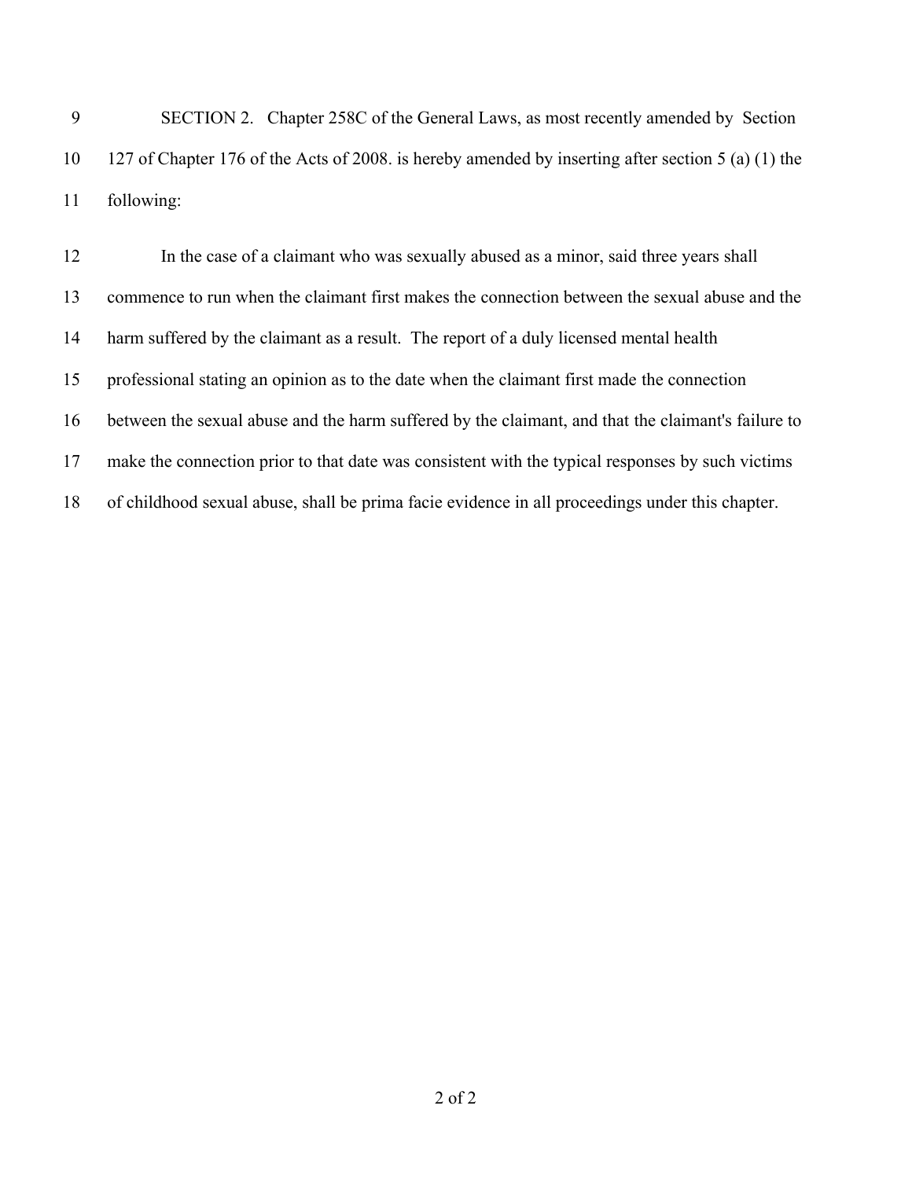SECTION 2. Chapter 258C of the General Laws, as most recently amended by Section 127 of Chapter 176 of the Acts of 2008. is hereby amended by inserting after section 5 (a) (1) the following:

In the case of a claimant who was sexually abused as a minor, said three years shall commence to run when the claimant first makes the connection between the sexual abuse and the harm suffered by the claimant as a result. The report of a duly licensed mental health professional stating an opinion as to the date when the claimant first made the connection between the sexual abuse and the harm suffered by the claimant, and that the claimant's failure to make the connection prior to that date was consistent with the typical responses by such victims of childhood sexual abuse, shall be prima facie evidence in all proceedings under this chapter.